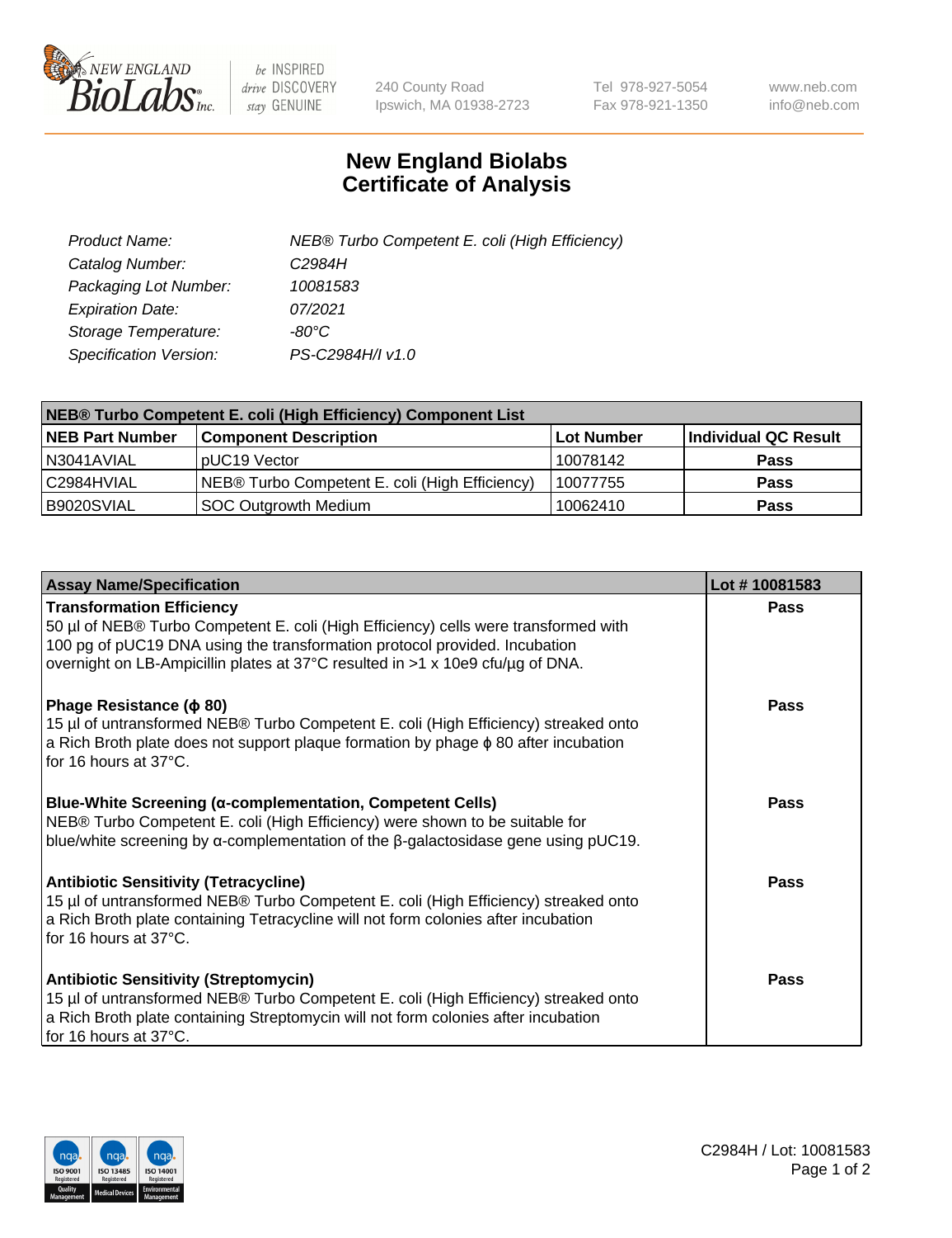# New England Biolabs
## Certificate of Analysis

| | |
|---|---|
| *Product Name:* | *NEB® Turbo Competent E. coli (High Efficiency)* |
| *Catalog Number:* | *C2984H* |
| *Packaging Lot Number:* | *10081583* |
| *Expiration Date:* | *07/2021* |
| *Storage Temperature:* | *-80°C* |
| *Specification Version:* | *PS-C2984H/I v1.0* |

| NEB® Turbo Competent E. coli (High Efficiency) Component List | | | |
|---|---|---|---|
| **NEB Part Number** | **Component Description** | **Lot Number** | **Individual QC Result** |
| N3041AVIAL | pUC19 Vector | 10078142 | **Pass** |
| C2984HVIAL | NEB® Turbo Competent E. coli (High Efficiency) | 10077755 | **Pass** |
| B9020SVIAL | SOC Outgrowth Medium | 10062410 | **Pass** |

| Assay Name/Specification | Lot # 10081583 |
|---|---|
| **Transformation Efficiency**<br>50 µl of NEB® Turbo Competent E. coli (High Efficiency) cells were transformed with 100 pg of pUC19 DNA using the transformation protocol provided. Incubation overnight on LB-Ampicillin plates at 37°C resulted in >1 x 10e9 cfu/µg of DNA. | **Pass** |
| **Phage Resistance (ϕ 80)**<br>15 µl of untransformed NEB® Turbo Competent E. coli (High Efficiency) streaked onto a Rich Broth plate does not support plaque formation by phage ϕ 80 after incubation for 16 hours at 37°C. | **Pass** |
| **Blue-White Screening (α-complementation, Competent Cells)**<br>NEB® Turbo Competent E. coli (High Efficiency) were shown to be suitable for blue/white screening by α-complementation of the β-galactosidase gene using pUC19. | **Pass** |
| **Antibiotic Sensitivity (Tetracycline)**<br>15 µl of untransformed NEB® Turbo Competent E. coli (High Efficiency) streaked onto a Rich Broth plate containing Tetracycline will not form colonies after incubation for 16 hours at 37°C. | **Pass** |
| **Antibiotic Sensitivity (Streptomycin)**<br>15 µl of untransformed NEB® Turbo Competent E. coli (High Efficiency) streaked onto a Rich Broth plate containing Streptomycin will not form colonies after incubation for 16 hours at 37°C. | **Pass** |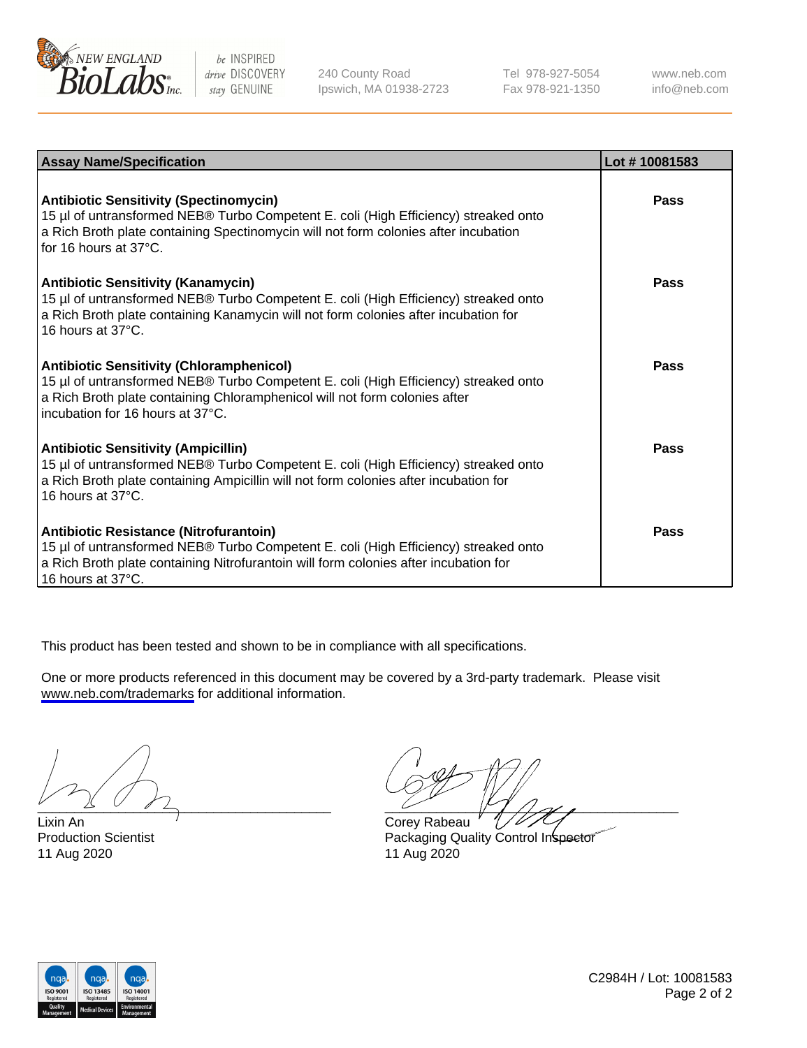| Assay Name/Specification | Lot # 10081583 |
|---|---|
| **Antibiotic Sensitivity (Spectinomycin)**<br>15 µl of untransformed NEB® Turbo Competent E. coli (High Efficiency) streaked onto a Rich Broth plate containing Spectinomycin will not form colonies after incubation for 16 hours at 37°C. | **Pass** |
| **Antibiotic Sensitivity (Kanamycin)**<br>15 µl of untransformed NEB® Turbo Competent E. coli (High Efficiency) streaked onto a Rich Broth plate containing Kanamycin will not form colonies after incubation for 16 hours at 37°C. | **Pass** |
| **Antibiotic Sensitivity (Chloramphenicol)**<br>15 µl of untransformed NEB® Turbo Competent E. coli (High Efficiency) streaked onto a Rich Broth plate containing Chloramphenicol will not form colonies after incubation for 16 hours at 37°C. | **Pass** |
| **Antibiotic Sensitivity (Ampicillin)**<br>15 µl of untransformed NEB® Turbo Competent E. coli (High Efficiency) streaked onto a Rich Broth plate containing Ampicillin will not form colonies after incubation for 16 hours at 37°C. | **Pass** |
| **Antibiotic Resistance (Nitrofurantoin)**<br>15 µl of untransformed NEB® Turbo Competent E. coli (High Efficiency) streaked onto a Rich Broth plate containing Nitrofurantoin will form colonies after incubation for 16 hours at 37°C. | **Pass** |

This product has been tested and shown to be in compliance with all specifications.

One or more products referenced in this document may be covered by a 3rd-party trademark. Please visit www.neb.com/trademarks for additional information.

Lixin An
Production Scientist
11 Aug 2020

Corey Rabeau
Packaging Quality Control Inspector
11 Aug 2020

C2984H / Lot: 10081583